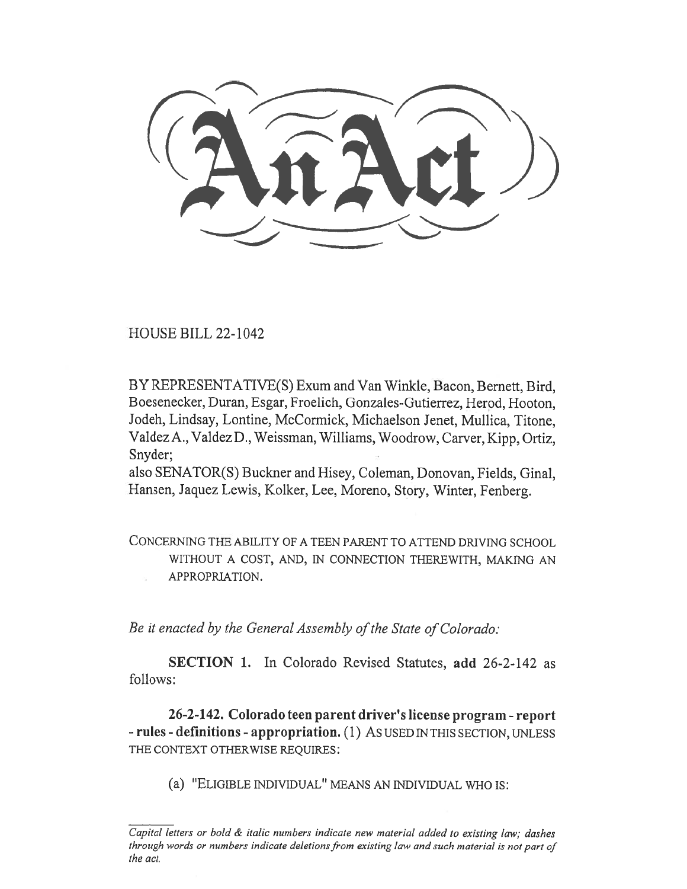# An Act

HOUSE BILL 22-1042

BY REPRESENTATIVE(S) Exum and Van Winkle, Bacon, Bernett, Bird, Boesenecker, Duran, Esgar, Froelich, Gonzales-Gutierrez, Herod, Hooton, Jodeh, Lindsay, Lontine, McCormick, Michaelson Jenet, Mullica, Titone, Valdez A., Valdez D., Weissman, Williams, Woodrow, Carver, Kipp, Ortiz, Snyder;

also SENATOR(S) Buckner and Hisey, Coleman, Donovan, Fields, Ginal, Hansen, Jaquez Lewis, Kolker, Lee, Moreno, Story, Winter, Fenberg.

CONCERNING THE ABILITY OF A TEEN PARENT TO ATTEND DRIVING SCHOOL WITHOUT A COST, AND, IN CONNECTION THEREWITH, MAKING AN APPROPRIATION.

*Be it enacted by the General Assembly of the State of Colorado:*

**SECTION 1.** In Colorado Revised Statutes, **add** 26-2-142 as follows:

**26-2-142. Colorado teen parent driver's license program - report - rules - definitions - appropriation.** (1) AS USED IN THIS SECTION, UNLESS THE CONTEXT OTHERWISE REQUIRES:

(a) "ELIGIBLE INDIVIDUAL" MEANS AN INDIVIDUAL WHO IS:

*Capital letters or bold & italic numbers indicate new material added to existing law; dashes through words or numbers indicate deletions from existing law and such material is not part of the act.*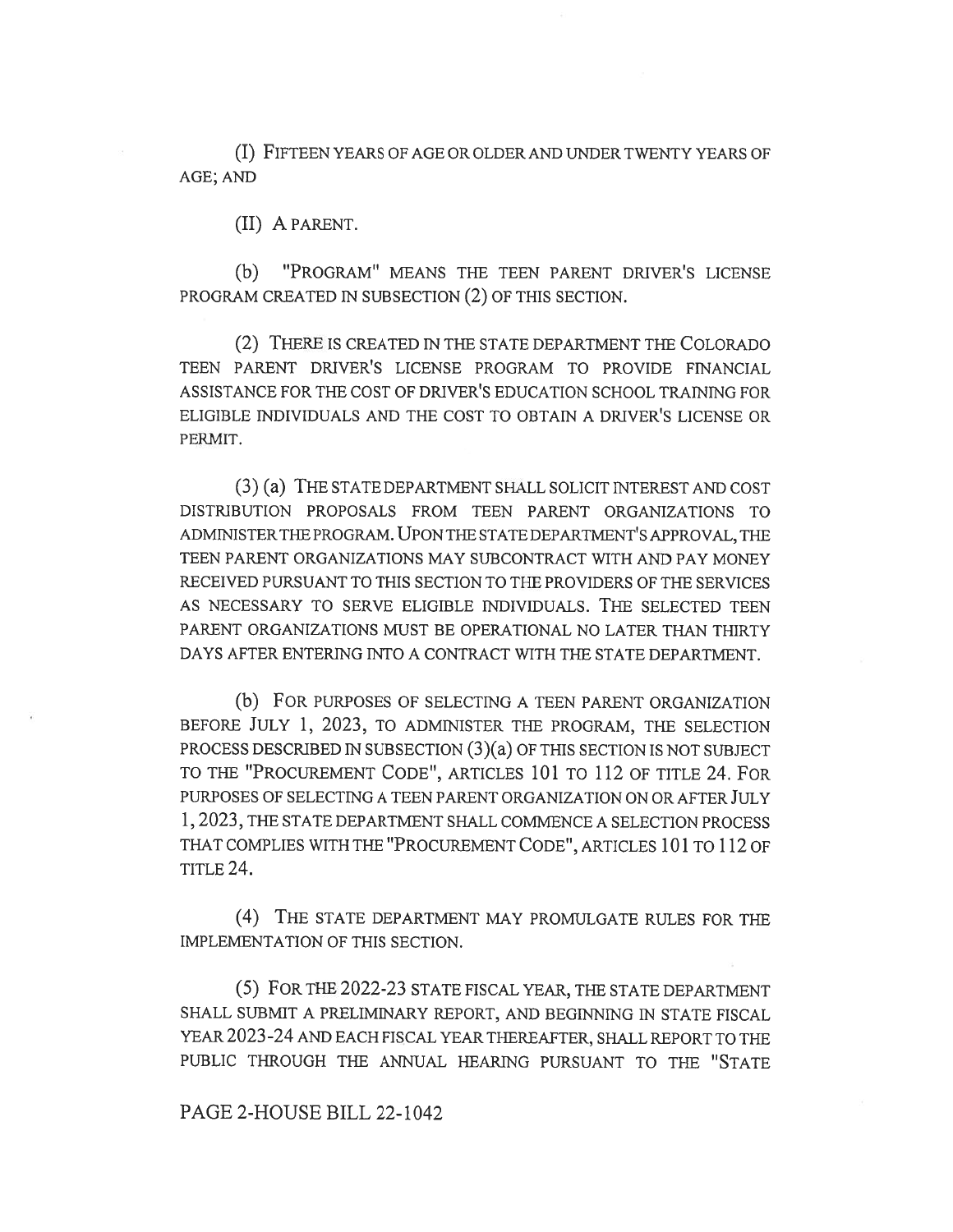(I) FIFTEEN YEARS OF AGE OR OLDER AND UNDER TWENTY YEARS OF AGE; AND

(II) A PARENT.

(b) "PROGRAM" MEANS THE TEEN PARENT DRIVER'S LICENSE PROGRAM CREATED IN SUBSECTION (2) OF THIS SECTION.

(2) THERE IS CREATED IN THE STATE DEPARTMENT THE COLORADO TEEN PARENT DRIVER'S LICENSE PROGRAM TO PROVIDE FINANCIAL ASSISTANCE FOR THE COST OF DRIVER'S EDUCATION SCHOOL TRAINING FOR ELIGIBLE INDIVIDUALS AND THE COST TO OBTAIN A DRIVER'S LICENSE OR PERMIT.

(3) (a) THE STATE DEPARTMENT SHALL SOLICIT INTEREST AND COST DISTRIBUTION PROPOSALS FROM TEEN PARENT ORGANIZATIONS TO ADMINISTER THE PROGRAM. UPON THE STATE DEPARTMENT'S APPROVAL, THE TEEN PARENT ORGANIZATIONS MAY SUBCONTRACT WITH AND PAY MONEY RECEIVED PURSUANT TO THIS SECTION TO THE PROVIDERS OF THE SERVICES AS NECESSARY TO SERVE ELIGIBLE INDIVIDUALS. THE SELECTED TEEN PARENT ORGANIZATIONS MUST BE OPERATIONAL NO LATER THAN THIRTY DAYS AFTER ENTERING INTO A CONTRACT WITH THE STATE DEPARTMENT.

(b) FOR PURPOSES OF SELECTING A TEEN PARENT ORGANIZATION BEFORE JULY 1, 2023, TO ADMINISTER THE PROGRAM, THE SELECTION PROCESS DESCRIBED IN SUBSECTION (3)(a) OF THIS SECTION IS NOT SUBJECT TO THE "PROCUREMENT CODE", ARTICLES 101 TO 112 OF TITLE 24. FOR PURPOSES OF SELECTING A TEEN PARENT ORGANIZATION ON OR AFTER JULY 1, 2023, THE STATE DEPARTMENT SHALL COMMENCE A SELECTION PROCESS THAT COMPLIES WITH THE "PROCUREMENT CODE", ARTICLES 101 TO 112 OF TITLE 24.

(4) THE STATE DEPARTMENT MAY PROMULGATE RULES FOR THE IMPLEMENTATION OF THIS SECTION.

(5) FOR THE 2022-23 STATE FISCAL YEAR, THE STATE DEPARTMENT SHALL SUBMIT A PRELIMINARY REPORT, AND BEGINNING IN STATE FISCAL YEAR 2023-24 AND EACH FISCAL YEAR THEREAFTER, SHALL REPORT TO THE PUBLIC THROUGH THE ANNUAL HEARING PURSUANT TO THE "STATE

PAGE 2-HOUSE BILL 22-1042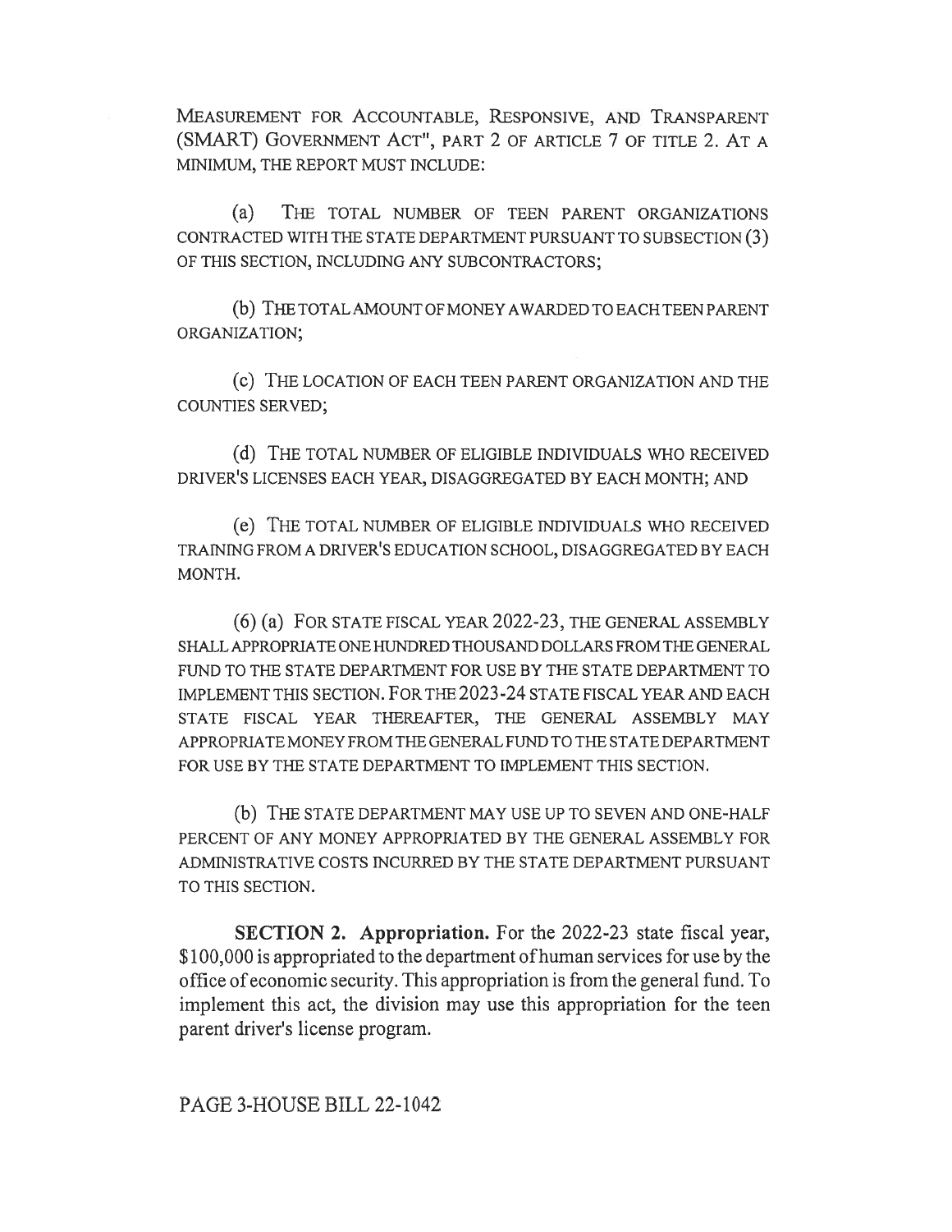MEASUREMENT FOR ACCOUNTABLE, RESPONSIVE, AND TRANSPARENT (SMART) GOVERNMENT ACT", PART 2 OF ARTICLE 7 OF TITLE 2. AT A MINIMUM, THE REPORT MUST INCLUDE:

(a) THE TOTAL NUMBER OF TEEN PARENT ORGANIZATIONS CONTRACTED WITH THE STATE DEPARTMENT PURSUANT TO SUBSECTION (3) OF THIS SECTION, INCLUDING ANY SUBCONTRACTORS;

(b) THE TOTAL AMOUNT OF MONEY AWARDED TO EACH TEEN PARENT ORGANIZATION;

(c) THE LOCATION OF EACH TEEN PARENT ORGANIZATION AND THE COUNTIES SERVED;

(d) THE TOTAL NUMBER OF ELIGIBLE INDIVIDUALS WHO RECEIVED DRIVER'S LICENSES EACH YEAR, DISAGGREGATED BY EACH MONTH; AND

(e) THE TOTAL NUMBER OF ELIGIBLE INDIVIDUALS WHO RECEIVED TRAINING FROM A DRIVER'S EDUCATION SCHOOL, DISAGGREGATED BY EACH MONTH.

(6) (a) FOR STATE FISCAL YEAR 2022-23, THE GENERAL ASSEMBLY SHALL APPROPRIATE ONE HUNDRED THOUSAND DOLLARS FROM THE GENERAL FUND TO THE STATE DEPARTMENT FOR USE BY THE STATE DEPARTMENT TO IMPLEMENT THIS SECTION. FOR THE 2023-24 STATE FISCAL YEAR AND EACH STATE FISCAL YEAR THEREAFTER, THE GENERAL ASSEMBLY MAY APPROPRIATE MONEY FROM THE GENERAL FUND TO THE STATE DEPARTMENT FOR USE BY THE STATE DEPARTMENT TO IMPLEMENT THIS SECTION.

(b) THE STATE DEPARTMENT MAY USE UP TO SEVEN AND ONE-HALF PERCENT OF ANY MONEY APPROPRIATED BY THE GENERAL ASSEMBLY FOR ADMINISTRATIVE COSTS INCURRED BY THE STATE DEPARTMENT PURSUANT TO THIS SECTION.

**SECTION 2. Appropriation.** For the 2022-23 state fiscal year, $100,000 is appropriated to the department of human services for use by the office of economic security. This appropriation is from the general fund. To implement this act, the division may use this appropriation for the teen parent driver's license program.

PAGE 3-HOUSE BILL 22-1042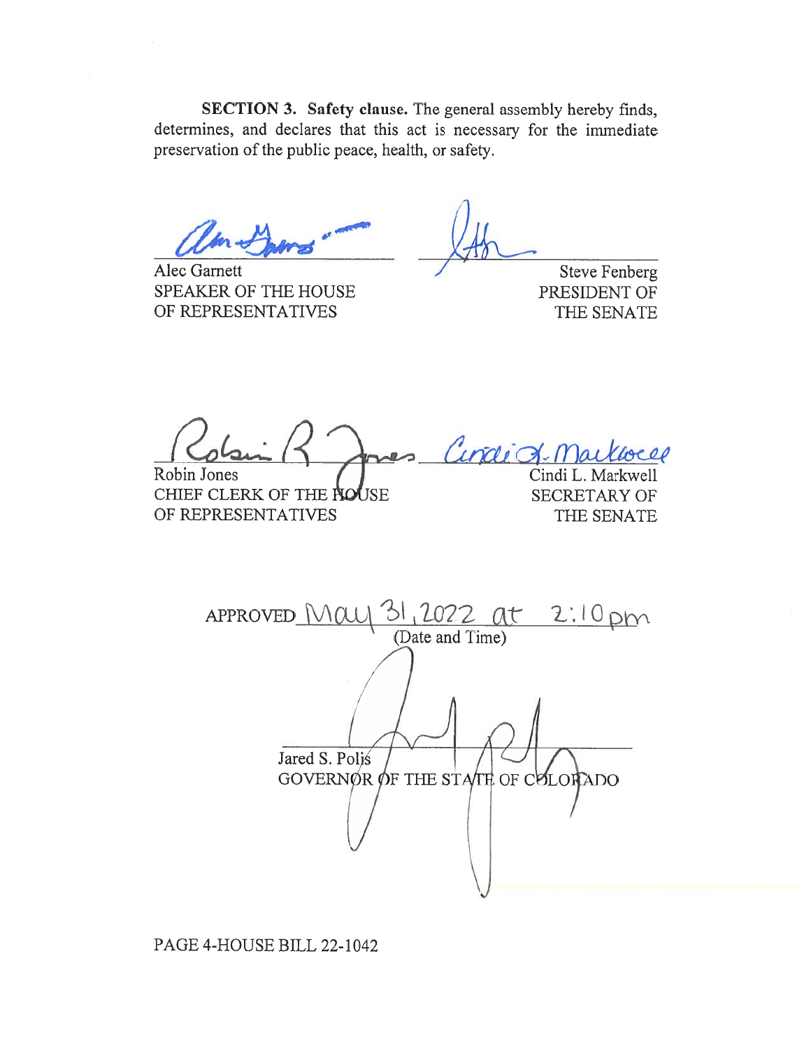**SECTION 3. Safety clause.** The general assembly hereby finds, determines, and declares that this act is necessary for the immediate preservation of the public peace, health, or safety.

Alec Garnett
SPEAKER OF THE HOUSE
OF REPRESENTATIVES

Steve Fenberg
PRESIDENT OF
THE SENATE

Robin Jones
CHIEF CLERK OF THE HOUSE
OF REPRESENTATIVES

Cindi L. Markwell
SECRETARY OF
THE SENATE

APPROVED May 31, 2022 at 2:10 pm
(Date and Time)

Jared S. Polis
GOVERNOR OF THE STATE OF COLORADO

PAGE 4-HOUSE BILL 22-1042